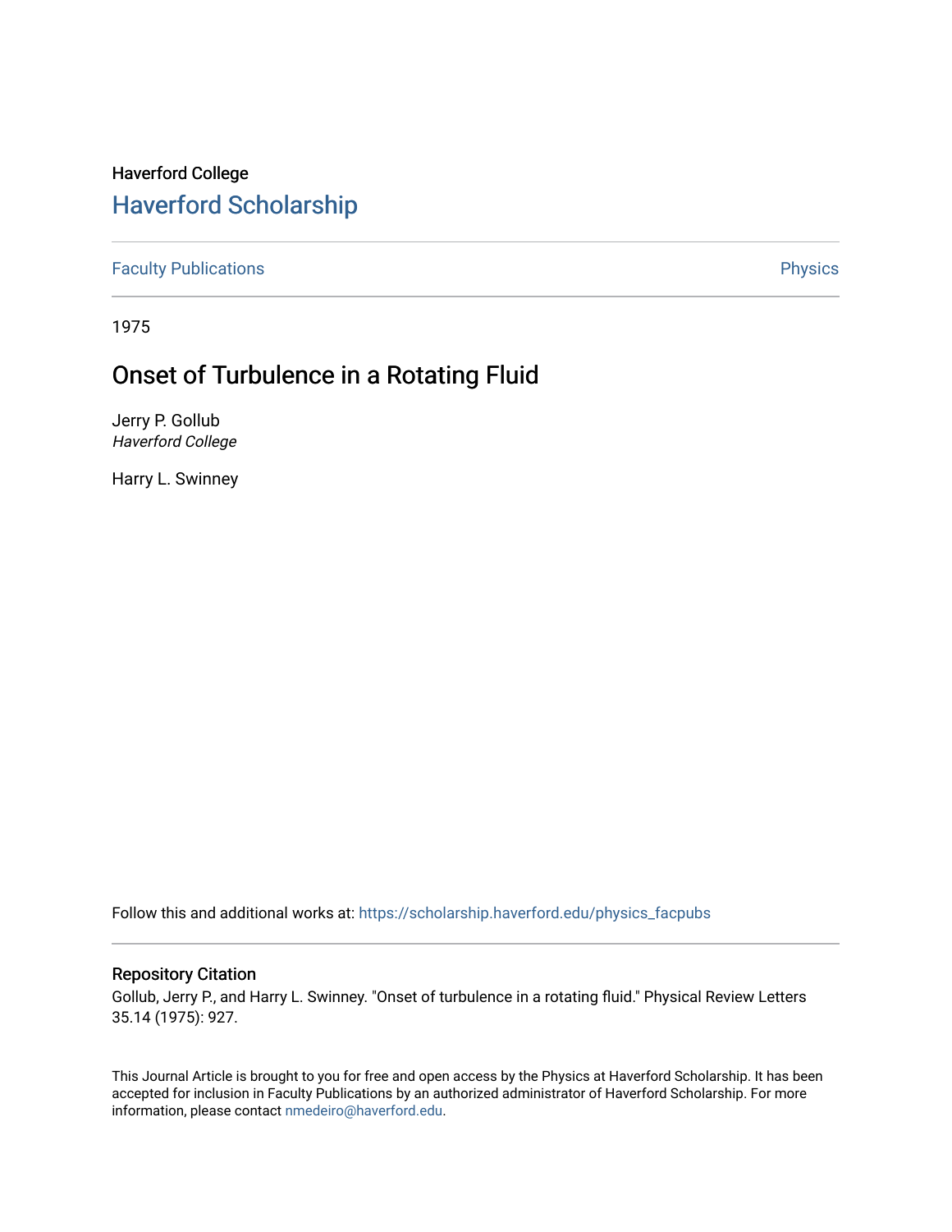Haverford College

# Haverford Scholarship

Faculty Publications

Physics

1975

## Onset of Turbulence in a Rotating Fluid

Jerry P. Gollub
*Haverford College*

Harry L. Swinney

Follow this and additional works at: https://scholarship.haverford.edu/physics_facpubs

### Repository Citation

Gollub, Jerry P., and Harry L. Swinney. "Onset of turbulence in a rotating fluid." Physical Review Letters 35.14 (1975): 927.

This Journal Article is brought to you for free and open access by the Physics at Haverford Scholarship. It has been accepted for inclusion in Faculty Publications by an authorized administrator of Haverford Scholarship. For more information, please contact nmedeiro@haverford.edu.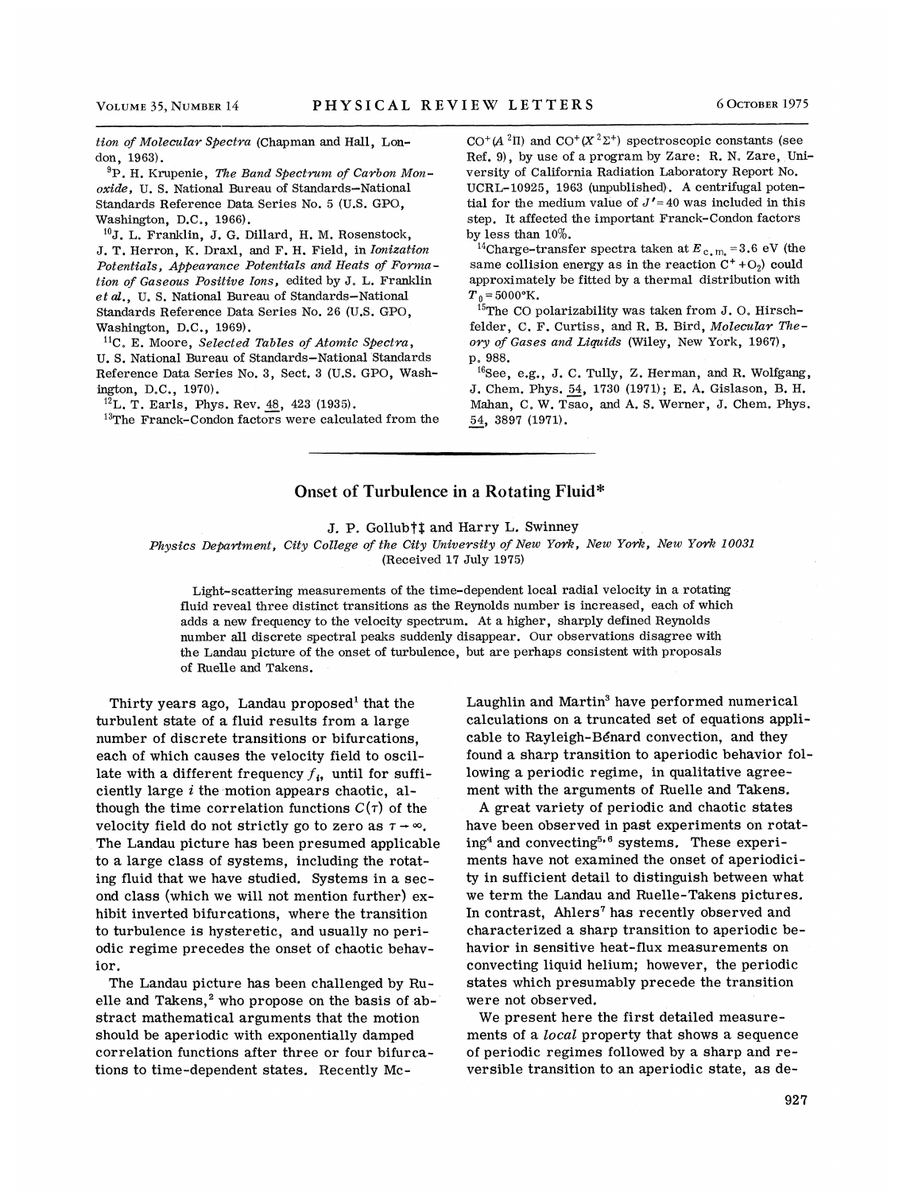*tion of Molecular Spectra* (Chapman and Hall, London, 1963).

[9]P. H. Krupenie, *The Band Spectrum of Carbon Monoxide*, U. S. National Bureau of Standards–National Standards Reference Data Series No. 5 (U.S. GPO, Washington, D.C., 1966).

[10]J. L. Franklin, J. G. Dillard, H. M. Rosenstock, J. T. Herron, K. Draxl, and F. H. Field, in *Ionization Potentials, Appearance Potentials and Heats of Formation of Gaseous Positive Ions*, edited by J. L. Franklin *et al.*, U. S. National Bureau of Standards–National Standards Reference Data Series No. 26 (U.S. GPO, Washington, D.C., 1969).

[11]C. E. Moore, *Selected Tables of Atomic Spectra*, U. S. National Bureau of Standards–National Standards Reference Data Series No. 3, Sect. 3 (U.S. GPO, Washington, D.C., 1970).

[12]L. T. Earls, Phys. Rev. 48, 423 (1935).

[13]The Franck-Condon factors were calculated from the $CO^+(A\,^2\Pi)$ and $CO^+(X\,^2\Sigma^+)$ spectroscopic constants (see Ref. 9), by use of a program by Zare: R. N. Zare, University of California Radiation Laboratory Report No. UCRL-10925, 1963 (unpublished). A centrifugal potential for the medium value of $J'=40$ was included in this step. It affected the important Franck-Condon factors by less than 10%.

[14]Charge-transfer spectra taken at $E_{\text{c.m.}}=3.6$ eV (the same collision energy as in the reaction $C^+ + O_2$) could approximately be fitted by a thermal distribution with $T_0=5000$°K.

[15]The CO polarizability was taken from J. O. Hirschfelder, C. F. Curtiss, and R. B. Bird, *Molecular Theory of Gases and Liquids* (Wiley, New York, 1967), p. 988.

[16]See, e.g., J. C. Tully, Z. Herman, and R. Wolfgang, J. Chem. Phys. 54, 1730 (1971); E. A. Gislason, B. H. Mahan, C. W. Tsao, and A. S. Werner, J. Chem. Phys. 54, 3897 (1971).

---

# Onset of Turbulence in a Rotating Fluid*

J. P. Gollub†‡ and Harry L. Swinney

*Physics Department, City College of the City University of New York, New York, New York 10031*
(Received 17 July 1975)

> Light-scattering measurements of the time-dependent local radial velocity in a rotating fluid reveal three distinct transitions as the Reynolds number is increased, each of which adds a new frequency to the velocity spectrum. At a higher, sharply defined Reynolds number all discrete spectral peaks suddenly disappear. Our observations disagree with the Landau picture of the onset of turbulence, but are perhaps consistent with proposals of Ruelle and Takens.

Thirty years ago, Landau proposed[1] that the turbulent state of a fluid results from a large number of discrete transitions or bifurcations, each of which causes the velocity field to oscillate with a different frequency $f_i$, until for sufficiently large $i$ the motion appears chaotic, although the time correlation functions $C(\tau)$ of the velocity field do not strictly go to zero as $\tau \to \infty$. The Landau picture has been presumed applicable to a large class of systems, including the rotating fluid that we have studied. Systems in a second class (which we will not mention further) exhibit inverted bifurcations, where the transition to turbulence is hysteretic, and usually no periodic regime precedes the onset of chaotic behavior.

The Landau picture has been challenged by Ruelle and Takens,[2] who propose on the basis of abstract mathematical arguments that the motion should be aperiodic with exponentially damped correlation functions after three or four bifurcations to time-dependent states. Recently McLaughlin and Martin[3] have performed numerical calculations on a truncated set of equations applicable to Rayleigh-Bénard convection, and they found a sharp transition to aperiodic behavior following a periodic regime, in qualitative agreement with the arguments of Ruelle and Takens.

A great variety of periodic and chaotic states have been observed in past experiments on rotating[4] and convecting[5,6] systems. These experiments have not examined the onset of aperiodicity in sufficient detail to distinguish between what we term the Landau and Ruelle-Takens pictures. In contrast, Ahlers[7] has recently observed and characterized a sharp transition to aperiodic behavior in sensitive heat-flux measurements on convecting liquid helium; however, the periodic states which presumably precede the transition were not observed.

We present here the first detailed measurements of a *local* property that shows a sequence of periodic regimes followed by a sharp and reversible transition to an aperiodic state, as de-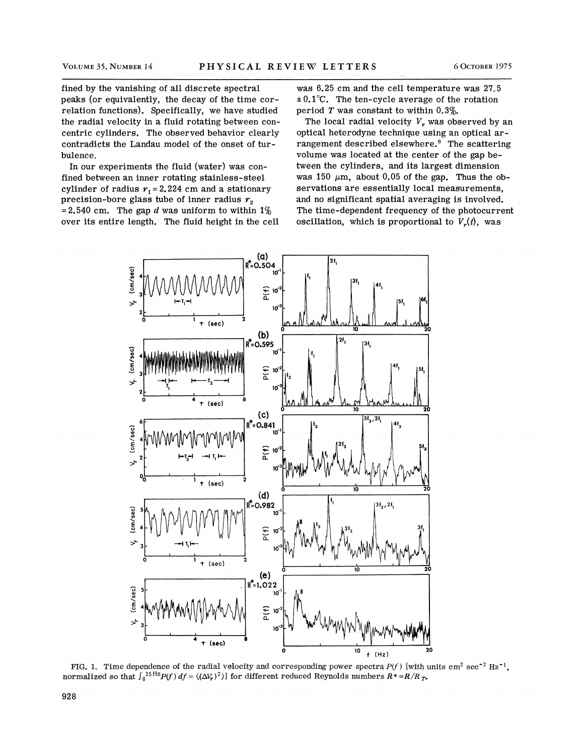fined by the vanishing of all discrete spectral peaks (or equivalently, the decay of the time correlation functions). Specifically, we have studied the radial velocity in a fluid rotating between concentric cylinders. The observed behavior clearly contradicts the Landau model of the onset of turbulence.

In our experiments the fluid (water) was confined between an inner rotating stainless-steel cylinder of radius $r_1 = 2.224$ cm and a stationary precision-bore glass tube of inner radius $r_2 = 2.540$ cm. The gap $d$ was uniform to within 1% over its entire length. The fluid height in the cell was 6.25 cm and the cell temperature was 27.5 $\pm 0.1$°C. The ten-cycle average of the rotation period $T$ was constant to within 0.3%.

The local radial velocity $V_r$ was observed by an optical heterodyne technique using an optical arrangement described elsewhere.[8] The scattering volume was located at the center of the gap between the cylinders, and its largest dimension was 150 $\mu$m, about 0.05 of the gap. Thus the observations are essentially local measurements, and no significant spatial averaging is involved. The time-dependent frequency of the photocurrent oscillation, which is proportional to $V_r(t)$, was

FIG. 1. Time dependence of the radial velocity and corresponding power spectra $P(f)$ [with units cm$^2$ sec$^{-2}$ Hz$^{-1}$, normalized so that $\int_0^{25\,\mathrm{Hz}} P(f)\,df = \langle(\Delta V_r)^2\rangle$] for different reduced Reynolds numbers $R^* = R/R_T$.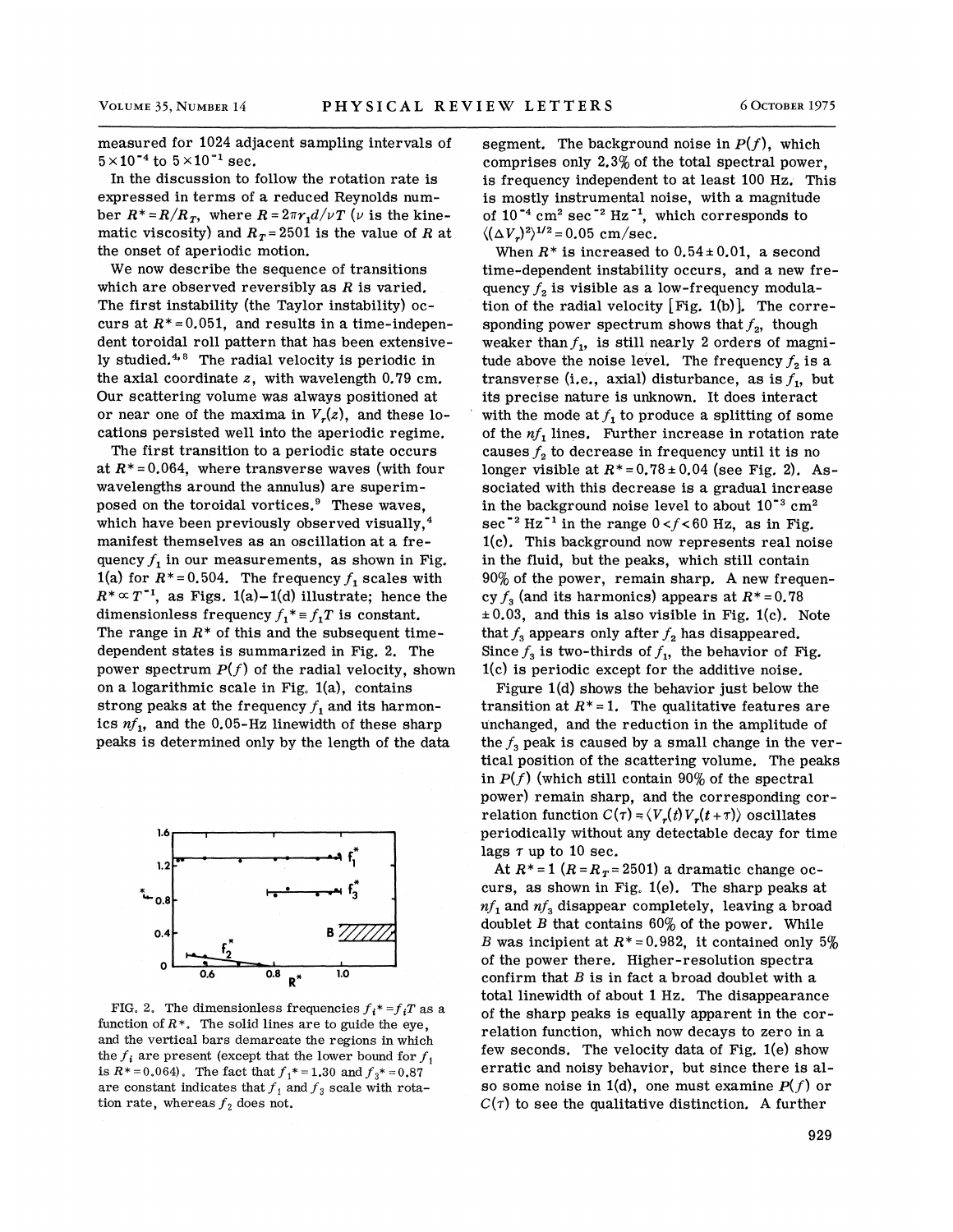measured for 1024 adjacent sampling intervals of $5\times10^{-4}$ to $5\times10^{-1}$ sec.

In the discussion to follow the rotation rate is expressed in terms of a reduced Reynolds number $R^* = R/R_T$, where $R = 2\pi r_1 d/\nu T$ ($\nu$ is the kinematic viscosity) and $R_T = 2501$ is the value of $R$ at the onset of aperiodic motion.

We now describe the sequence of transitions which are observed reversibly as $R$ is varied. The first instability (the Taylor instability) occurs at $R^* = 0.051$, and results in a time-independent toroidal roll pattern that has been extensively studied.[4,8] The radial velocity is periodic in the axial coordinate $z$, with wavelength 0.79 cm. Our scattering volume was always positioned at or near one of the maxima in $V_r(z)$, and these locations persisted well into the aperiodic regime.

The first transition to a periodic state occurs at $R^* = 0.064$, where transverse waves (with four wavelengths around the annulus) are superimposed on the toroidal vortices.[9] These waves, which have been previously observed visually,[4] manifest themselves as an oscillation at a frequency $f_1$ in our measurements, as shown in Fig. 1(a) for $R^* = 0.504$. The frequency $f_1$ scales with $R^* \propto T^{-1}$, as Figs. 1(a)–1(d) illustrate; hence the dimensionless frequency $f_1^* \equiv f_1 T$ is constant. The range in $R^*$ of this and the subsequent time-dependent states is summarized in Fig. 2. The power spectrum $P(f)$ of the radial velocity, shown on a logarithmic scale in Fig. 1(a), contains strong peaks at the frequency $f_1$ and its harmonics $nf_1$, and the 0.05-Hz linewidth of these sharp peaks is determined only by the length of the data segment. The background noise in $P(f)$, which comprises only 2.3% of the total spectral power, is frequency independent to at least 100 Hz. This is mostly instrumental noise, with a magnitude of $10^{-4}$ cm$^2$ sec$^{-2}$ Hz$^{-1}$, which corresponds to $\langle(\Delta V_r)^2\rangle^{1/2} = 0.05$ cm/sec.

FIG. 2. The dimensionless frequencies $f_i^* = f_i T$ as a function of $R^*$. The solid lines are to guide the eye, and the vertical bars demarcate the regions in which the $f_i$ are present (except that the lower bound for $f_1$ is $R^* = 0.064$). The fact that $f_1^* = 1.30$ and $f_3^* = 0.87$ are constant indicates that $f_1$ and $f_3$ scale with rotation rate, whereas $f_2$ does not.

When $R^*$ is increased to $0.54 \pm 0.01$, a second time-dependent instability occurs, and a new frequency $f_2$ is visible as a low-frequency modulation of the radial velocity [Fig. 1(b)]. The corresponding power spectrum shows that $f_2$, though weaker than $f_1$, is still nearly 2 orders of magnitude above the noise level. The frequency $f_2$ is a transverse (i.e., axial) disturbance, as is $f_1$, but its precise nature is unknown. It does interact with the mode at $f_1$ to produce a splitting of some of the $nf_1$ lines. Further increase in rotation rate causes $f_2$ to decrease in frequency until it is no longer visible at $R^* = 0.78 \pm 0.04$ (see Fig. 2). Associated with this decrease is a gradual increase in the background noise level to about $10^{-3}$ cm$^2$ sec$^{-2}$ Hz$^{-1}$ in the range $0 < f < 60$ Hz, as in Fig. 1(c). This background now represents real noise in the fluid, but the peaks, which still contain 90% of the power, remain sharp. A new frequency $f_3$ (and its harmonics) appears at $R^* = 0.78 \pm 0.03$, and this is also visible in Fig. 1(c). Note that $f_3$ appears only after $f_2$ has disappeared. Since $f_3$ is two-thirds of $f_1$, the behavior of Fig. 1(c) is periodic except for the additive noise.

Figure 1(d) shows the behavior just below the transition at $R^* = 1$. The qualitative features are unchanged, and the reduction in the amplitude of the $f_3$ peak is caused by a small change in the vertical position of the scattering volume. The peaks in $P(f)$ (which still contain 90% of the spectral power) remain sharp, and the corresponding correlation function $C(\tau) = \langle V_r(t) V_r(t+\tau)\rangle$ oscillates periodically without any detectable decay for time lags $\tau$ up to 10 sec.

At $R^* = 1$ ($R = R_T = 2501$) a dramatic change occurs, as shown in Fig. 1(e). The sharp peaks at $nf_1$ and $nf_3$ disappear completely, leaving a broad doublet $B$ that contains 60% of the power. While $B$ was incipient at $R^* = 0.982$, it contained only 5% of the power there. Higher-resolution spectra confirm that $B$ is in fact a broad doublet with a total linewidth of about 1 Hz. The disappearance of the sharp peaks is equally apparent in the correlation function, which now decays to zero in a few seconds. The velocity data of Fig. 1(e) show erratic and noisy behavior, but since there is also some noise in 1(d), one must examine $P(f)$ or $C(\tau)$ to see the qualitative distinction. A further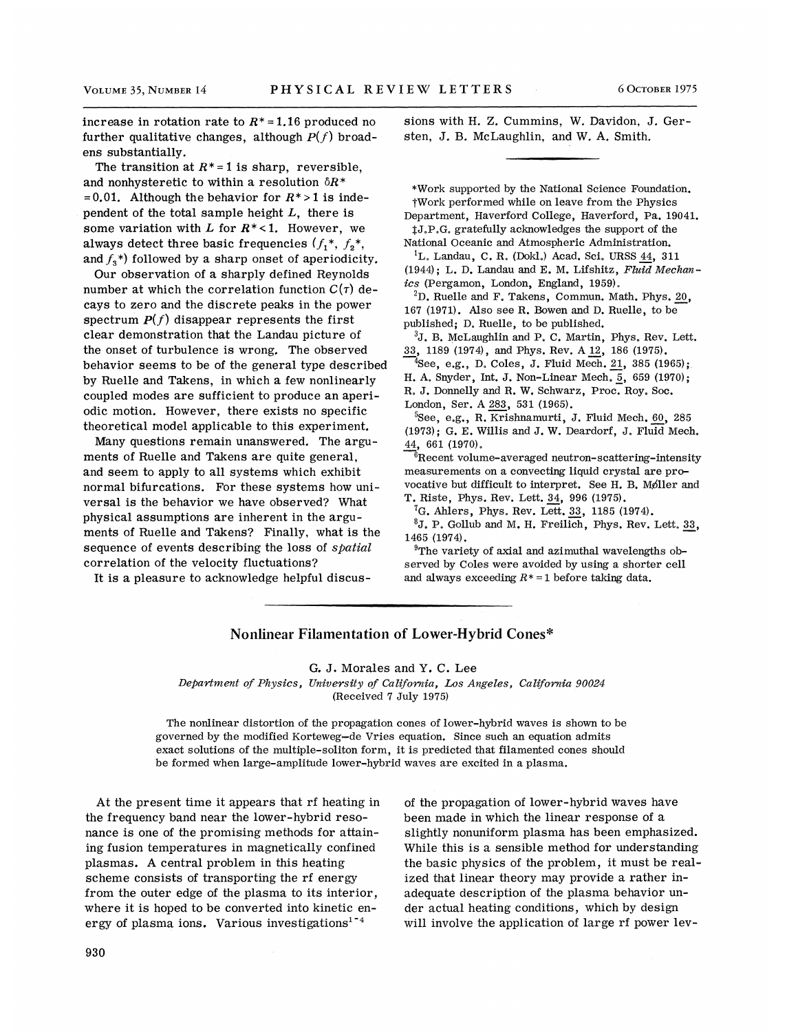increase in rotation rate to $R^* = 1.16$ produced no further qualitative changes, although $P(f)$ broadens substantially.

The transition at $R^* = 1$ is sharp, reversible, and nonhysteretic to within a resolution $\delta R^* = 0.01$. Although the behavior for $R^* > 1$ is independent of the total sample height $L$, there is some variation with $L$ for $R^* < 1$. However, we always detect three basic frequencies ($f_1^*$, $f_2^*$, and $f_3^*$) followed by a sharp onset of aperiodicity.

Our observation of a sharply defined Reynolds number at which the correlation function $C(\tau)$ decays to zero and the discrete peaks in the power spectrum $P(f)$ disappear represents the first clear demonstration that the Landau picture of the onset of turbulence is wrong. The observed behavior seems to be of the general type described by Ruelle and Takens, in which a few nonlinearly coupled modes are sufficient to produce an aperiodic motion. However, there exists no specific theoretical model applicable to this experiment.

Many questions remain unanswered. The arguments of Ruelle and Takens are quite general, and seem to apply to all systems which exhibit normal bifurcations. For these systems how universal is the behavior we have observed? What physical assumptions are inherent in the arguments of Ruelle and Takens? Finally, what is the sequence of events describing the loss of *spatial* correlation of the velocity fluctuations?

It is a pleasure to acknowledge helpful discussions with H. Z. Cummins, W. Davidon, J. Gersten, J. B. McLaughlin, and W. A. Smith.

---

*Work supported by the National Science Foundation.

†Work performed while on leave from the Physics Department, Haverford College, Haverford, Pa. 19041.

‡J.P.G. gratefully acknowledges the support of the National Oceanic and Atmospheric Administration.

[1] L. Landau, C. R. (Dokl.) Acad. Sci. URSS 44, 311 (1944); L. D. Landau and E. M. Lifshitz, *Fluid Mechanics* (Pergamon, London, England, 1959).

[2] D. Ruelle and F. Takens, Commun. Math. Phys. 20, 167 (1971). Also see R. Bowen and D. Ruelle, to be published; D. Ruelle, to be published.

[3] J. B. McLaughlin and P. C. Martin, Phys. Rev. Lett. 33, 1189 (1974), and Phys. Rev. A 12, 186 (1975).

[4] See, e.g., D. Coles, J. Fluid Mech. 21, 385 (1965); H. A. Snyder, Int. J. Non-Linear Mech. 5, 659 (1970); R. J. Donnelly and R. W. Schwarz, Proc. Roy. Soc. London, Ser. A 283, 531 (1965).

[5] See, e.g., R. Krishnamurti, J. Fluid Mech. 60, 285 (1973); G. E. Willis and J. W. Deardorf, J. Fluid Mech. 44, 661 (1970).

[6] Recent volume-averaged neutron-scattering-intensity measurements on a convecting liquid crystal are provocative but difficult to interpret. See H. B. Møller and T. Riste, Phys. Rev. Lett. 34, 996 (1975).

[7] G. Ahlers, Phys. Rev. Lett. 33, 1185 (1974).

[8] J. P. Gollub and M. H. Freilich, Phys. Rev. Lett. 33, 1465 (1974).

[9] The variety of axial and azimuthal wavelengths observed by Coles were avoided by using a shorter cell and always exceeding $R^* = 1$ before taking data.

---

# Nonlinear Filamentation of Lower-Hybrid Cones*

G. J. Morales and Y. C. Lee

*Department of Physics, University of California, Los Angeles, California 90024*

(Received 7 July 1975)

The nonlinear distortion of the propagation cones of lower-hybrid waves is shown to be governed by the modified Korteweg–de Vries equation. Since such an equation admits exact solutions of the multiple-soliton form, it is predicted that filamented cones should be formed when large-amplitude lower-hybrid waves are excited in a plasma.

At the present time it appears that rf heating in the frequency band near the lower-hybrid resonance is one of the promising methods for attaining fusion temperatures in magnetically confined plasmas. A central problem in this heating scheme consists of transporting the rf energy from the outer edge of the plasma to its interior, where it is hoped to be converted into kinetic energy of plasma ions. Various investigations[1-4] of the propagation of lower-hybrid waves have been made in which the linear response of a slightly nonuniform plasma has been emphasized. While this is a sensible method for understanding the basic physics of the problem, it must be realized that linear theory may provide a rather inadequate description of the plasma behavior under actual heating conditions, which by design will involve the application of large rf power lev-